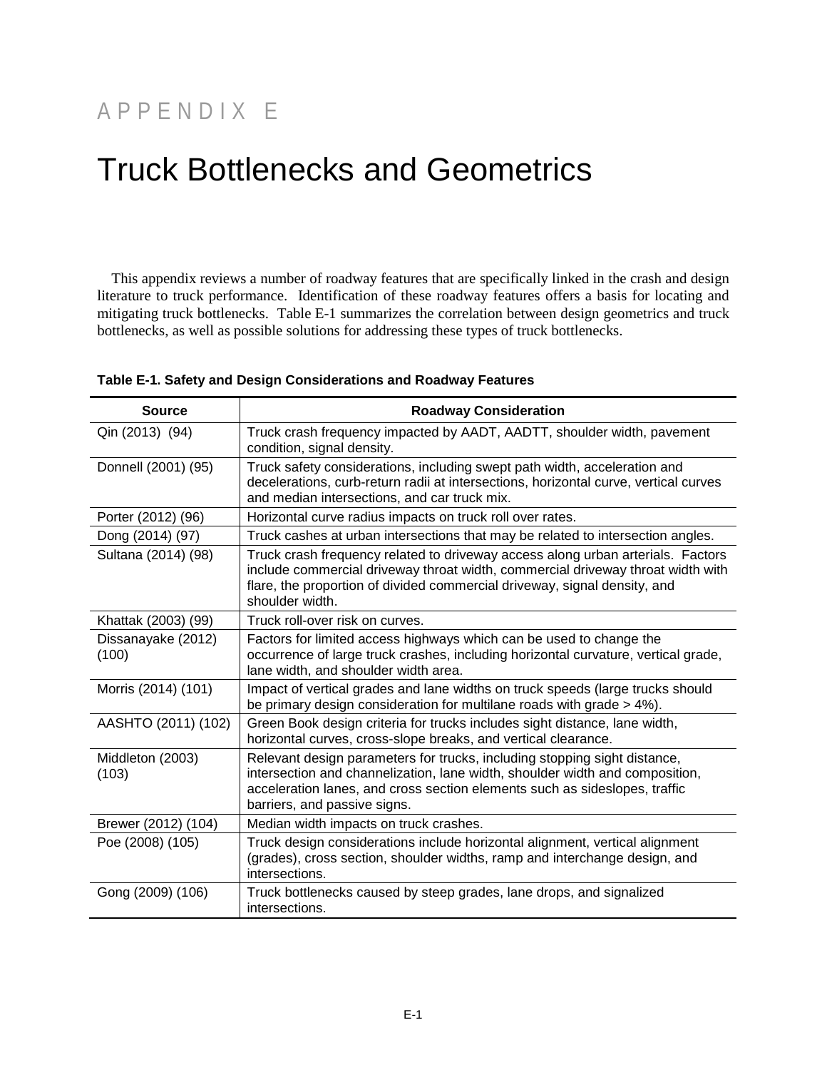# APPENDIX E

# Truck Bottlenecks and Geometrics

This appendix reviews a number of roadway features that are specifically linked in the crash and design literature to truck performance. Identification of these roadway features offers a basis for locating and mitigating truck bottlenecks. Table E-1 summarizes the correlation between design geometrics and truck bottlenecks, as well as possible solutions for addressing these types of truck bottlenecks.

**Table E-1. Safety and Design Considerations and Roadway Features**

| Source | Roadway Consideration |
|---|---|
| Qin (2013) (94) | Truck crash frequency impacted by AADT, AADTT, shoulder width, pavement condition, signal density. |
| Donnell (2001) (95) | Truck safety considerations, including swept path width, acceleration and decelerations, curb-return radii at intersections, horizontal curve, vertical curves and median intersections, and car truck mix. |
| Porter (2012) (96) | Horizontal curve radius impacts on truck roll over rates. |
| Dong (2014) (97) | Truck cashes at urban intersections that may be related to intersection angles. |
| Sultana (2014) (98) | Truck crash frequency related to driveway access along urban arterials. Factors include commercial driveway throat width, commercial driveway throat width with flare, the proportion of divided commercial driveway, signal density, and shoulder width. |
| Khattak (2003) (99) | Truck roll-over risk on curves. |
| Dissanayake (2012) (100) | Factors for limited access highways which can be used to change the occurrence of large truck crashes, including horizontal curvature, vertical grade, lane width, and shoulder width area. |
| Morris (2014) (101) | Impact of vertical grades and lane widths on truck speeds (large trucks should be primary design consideration for multilane roads with grade > 4%). |
| AASHTO (2011) (102) | Green Book design criteria for trucks includes sight distance, lane width, horizontal curves, cross-slope breaks, and vertical clearance. |
| Middleton (2003) (103) | Relevant design parameters for trucks, including stopping sight distance, intersection and channelization, lane width, shoulder width and composition, acceleration lanes, and cross section elements such as sideslopes, traffic barriers, and passive signs. |
| Brewer (2012) (104) | Median width impacts on truck crashes. |
| Poe (2008) (105) | Truck design considerations include horizontal alignment, vertical alignment (grades), cross section, shoulder widths, ramp and interchange design, and intersections. |
| Gong (2009) (106) | Truck bottlenecks caused by steep grades, lane drops, and signalized intersections. |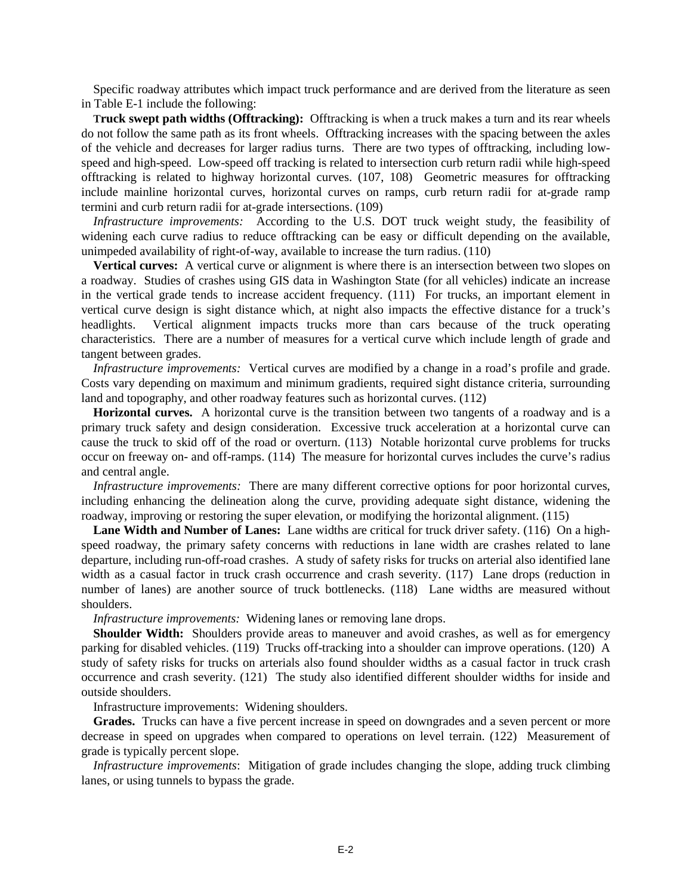Specific roadway attributes which impact truck performance and are derived from the literature as seen in Table E-1 include the following:

**Truck swept path widths (Offtracking):** Offtracking is when a truck makes a turn and its rear wheels do not follow the same path as its front wheels. Offtracking increases with the spacing between the axles of the vehicle and decreases for larger radius turns. There are two types of offtracking, including low-speed and high-speed. Low-speed off tracking is related to intersection curb return radii while high-speed offtracking is related to highway horizontal curves. (107, 108) Geometric measures for offtracking include mainline horizontal curves, horizontal curves on ramps, curb return radii for at-grade ramp termini and curb return radii for at-grade intersections. (109)

*Infrastructure improvements:* According to the U.S. DOT truck weight study, the feasibility of widening each curve radius to reduce offtracking can be easy or difficult depending on the available, unimpeded availability of right-of-way, available to increase the turn radius. (110)

**Vertical curves:** A vertical curve or alignment is where there is an intersection between two slopes on a roadway. Studies of crashes using GIS data in Washington State (for all vehicles) indicate an increase in the vertical grade tends to increase accident frequency. (111) For trucks, an important element in vertical curve design is sight distance which, at night also impacts the effective distance for a truck's headlights. Vertical alignment impacts trucks more than cars because of the truck operating characteristics. There are a number of measures for a vertical curve which include length of grade and tangent between grades.

*Infrastructure improvements:* Vertical curves are modified by a change in a road's profile and grade. Costs vary depending on maximum and minimum gradients, required sight distance criteria, surrounding land and topography, and other roadway features such as horizontal curves. (112)

**Horizontal curves.** A horizontal curve is the transition between two tangents of a roadway and is a primary truck safety and design consideration. Excessive truck acceleration at a horizontal curve can cause the truck to skid off of the road or overturn. (113) Notable horizontal curve problems for trucks occur on freeway on- and off-ramps. (114) The measure for horizontal curves includes the curve's radius and central angle.

*Infrastructure improvements:* There are many different corrective options for poor horizontal curves, including enhancing the delineation along the curve, providing adequate sight distance, widening the roadway, improving or restoring the super elevation, or modifying the horizontal alignment. (115)

**Lane Width and Number of Lanes:** Lane widths are critical for truck driver safety. (116) On a high-speed roadway, the primary safety concerns with reductions in lane width are crashes related to lane departure, including run-off-road crashes. A study of safety risks for trucks on arterial also identified lane width as a casual factor in truck crash occurrence and crash severity. (117) Lane drops (reduction in number of lanes) are another source of truck bottlenecks. (118) Lane widths are measured without shoulders.

*Infrastructure improvements:* Widening lanes or removing lane drops.

**Shoulder Width:** Shoulders provide areas to maneuver and avoid crashes, as well as for emergency parking for disabled vehicles. (119) Trucks off-tracking into a shoulder can improve operations. (120) A study of safety risks for trucks on arterials also found shoulder widths as a casual factor in truck crash occurrence and crash severity. (121) The study also identified different shoulder widths for inside and outside shoulders.

Infrastructure improvements: Widening shoulders.

**Grades.** Trucks can have a five percent increase in speed on downgrades and a seven percent or more decrease in speed on upgrades when compared to operations on level terrain. (122) Measurement of grade is typically percent slope.

*Infrastructure improvements*: Mitigation of grade includes changing the slope, adding truck climbing lanes, or using tunnels to bypass the grade.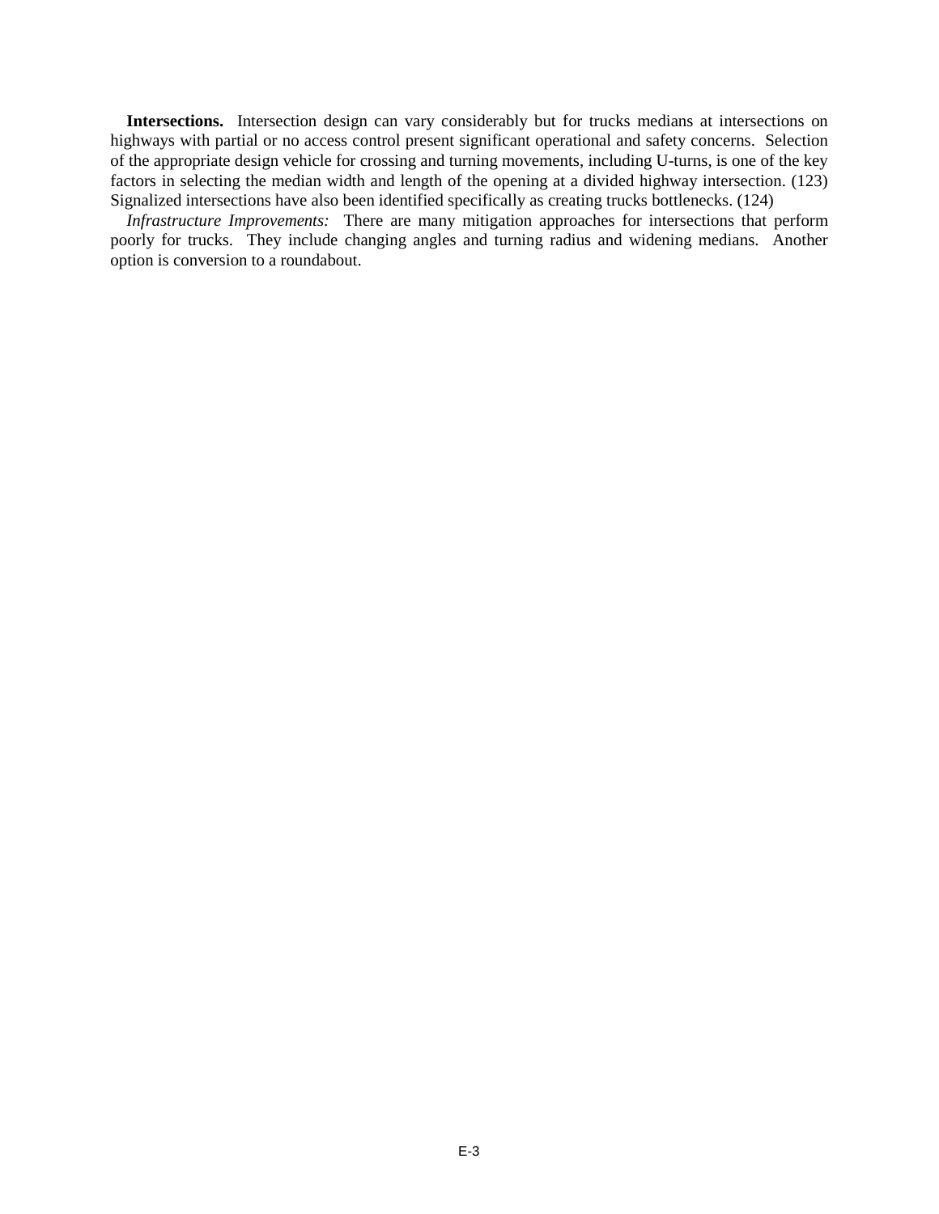**Intersections.** Intersection design can vary considerably but for trucks medians at intersections on highways with partial or no access control present significant operational and safety concerns. Selection of the appropriate design vehicle for crossing and turning movements, including U-turns, is one of the key factors in selecting the median width and length of the opening at a divided highway intersection. (123) Signalized intersections have also been identified specifically as creating trucks bottlenecks. (124)

*Infrastructure Improvements:* There are many mitigation approaches for intersections that perform poorly for trucks. They include changing angles and turning radius and widening medians. Another option is conversion to a roundabout.